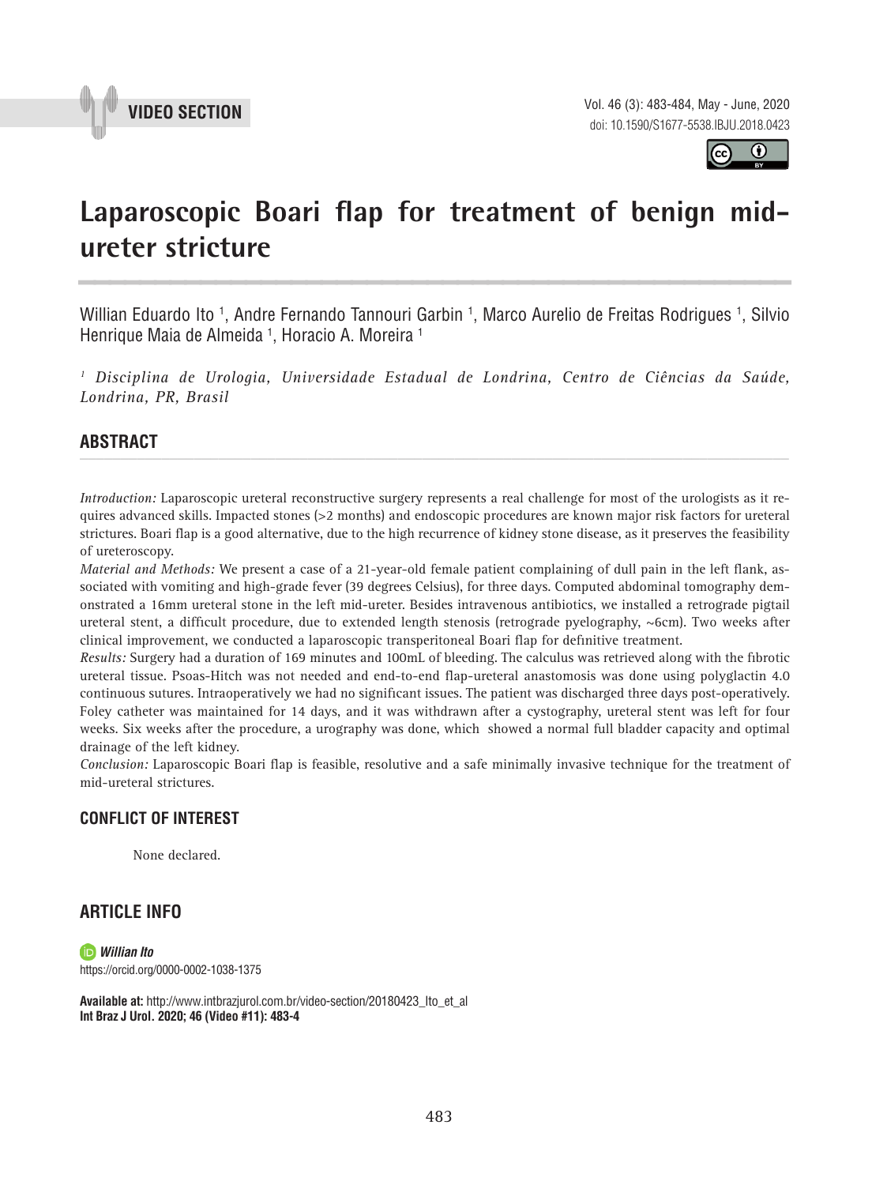VIDEO SECTION

# Laparoscopic Boari flap for treatment of benign mid-ureter stricture

Willian Eduardo Ito [1], Andre Fernando Tannouri Garbin [1], Marco Aurelio de Freitas Rodrigues [1], Silvio Henrique Maia de Almeida [1], Horacio A. Moreira [1]

[1] *Disciplina de Urologia, Universidade Estadual de Londrina, Centro de Ciências da Saúde, Londrina, PR, Brasil*

## ABSTRACT

*Introduction:* Laparoscopic ureteral reconstructive surgery represents a real challenge for most of the urologists as it requires advanced skills. Impacted stones (>2 months) and endoscopic procedures are known major risk factors for ureteral strictures. Boari flap is a good alternative, due to the high recurrence of kidney stone disease, as it preserves the feasibility of ureteroscopy.

*Material and Methods:* We present a case of a 21-year-old female patient complaining of dull pain in the left flank, associated with vomiting and high-grade fever (39 degrees Celsius), for three days. Computed abdominal tomography demonstrated a 16mm ureteral stone in the left mid-ureter. Besides intravenous antibiotics, we installed a retrograde pigtail ureteral stent, a difficult procedure, due to extended length stenosis (retrograde pyelography, ~6cm). Two weeks after clinical improvement, we conducted a laparoscopic transperitoneal Boari flap for definitive treatment.

*Results:* Surgery had a duration of 169 minutes and 100mL of bleeding. The calculus was retrieved along with the fibrotic ureteral tissue. Psoas-Hitch was not needed and end-to-end flap-ureteral anastomosis was done using polyglactin 4.0 continuous sutures. Intraoperatively we had no significant issues. The patient was discharged three days post-operatively. Foley catheter was maintained for 14 days, and it was withdrawn after a cystography, ureteral stent was left for four weeks. Six weeks after the procedure, a urography was done, which showed a normal full bladder capacity and optimal drainage of the left kidney.

*Conclusion:* Laparoscopic Boari flap is feasible, resolutive and a safe minimally invasive technique for the treatment of mid-ureteral strictures.

## CONFLICT OF INTEREST

None declared.

## ARTICLE INFO

***Willian Ito***
https://orcid.org/0000-0002-1038-1375

**Available at:** http://www.intbrazjurol.com.br/video-section/20180423_Ito_et_al
**Int Braz J Urol. 2020; 46 (Video #11): 483-4**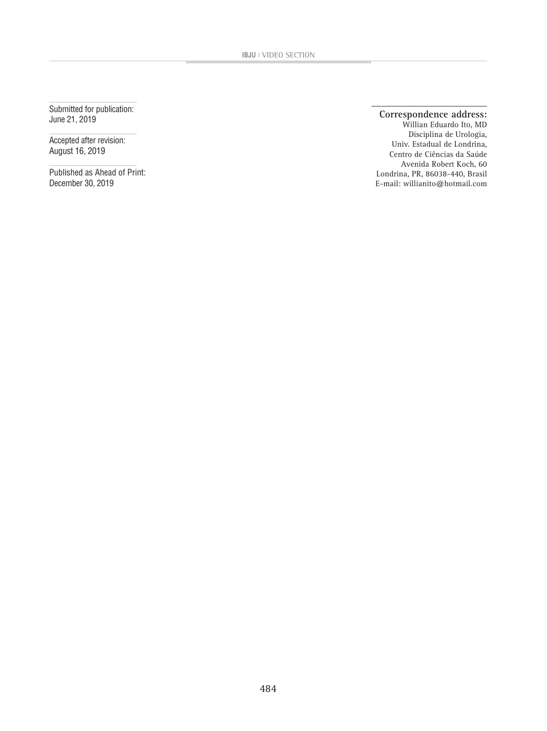Submitted for publication:
June 21, 2019

Accepted after revision:
August 16, 2019

Published as Ahead of Print:
December 30, 2019

**Correspondence address:**
Willian Eduardo Ito, MD
Disciplina de Urologia,
Univ. Estadual de Londrina,
Centro de Ciências da Saúde
Avenida Robert Koch, 60
Londrina, PR, 86038-440, Brasil
E-mail: willianito@hotmail.com